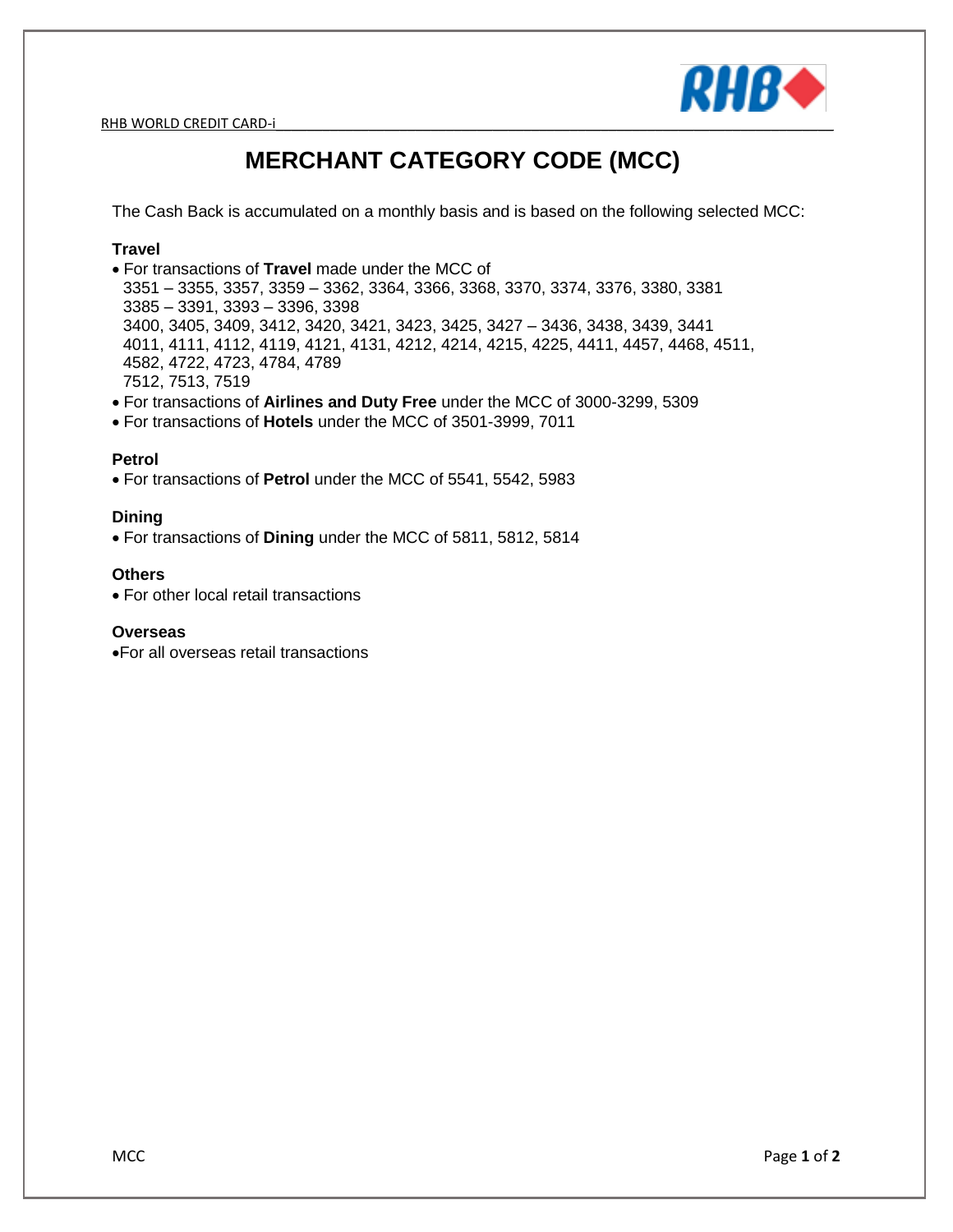# MERCHANT CATEGORY CODE (MCC)

The Cash Back is accumulated on a monthly basis and is based on the following selected MCC:

**Travel**

- For transactions of **Travel** made under the MCC of
  3351 – 3355, 3357, 3359 – 3362, 3364, 3366, 3368, 3370, 3374, 3376, 3380, 3381
  3385 – 3391, 3393 – 3396, 3398
  3400, 3405, 3409, 3412, 3420, 3421, 3423, 3425, 3427 – 3436, 3438, 3439, 3441
  4011, 4111, 4112, 4119, 4121, 4131, 4212, 4214, 4215, 4225, 4411, 4457, 4468, 4511, 4582, 4722, 4723, 4784, 4789
  7512, 7513, 7519
- For transactions of **Airlines and Duty Free** under the MCC of 3000-3299, 5309
- For transactions of **Hotels** under the MCC of 3501-3999, 7011

**Petrol**

- For transactions of **Petrol** under the MCC of 5541, 5542, 5983

**Dining**

- For transactions of **Dining** under the MCC of 5811, 5812, 5814

**Others**

- For other local retail transactions

**Overseas**

- For all overseas retail transactions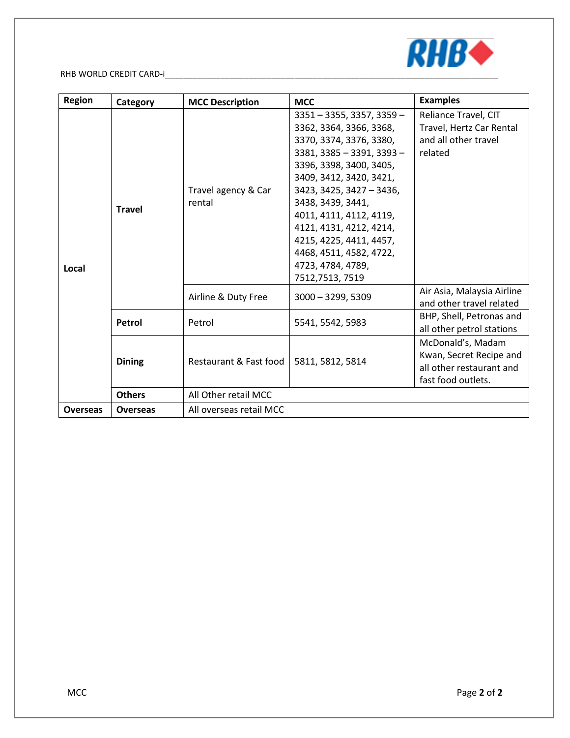RHB WORLD CREDIT CARD-i

| Region | Category | MCC Description | MCC | Examples |
|---|---|---|---|---|
| Local | Travel | Travel agency & Car rental | 3351 – 3355, 3357, 3359 – 3362, 3364, 3366, 3368, 3370, 3374, 3376, 3380, 3381, 3385 – 3391, 3393 – 3396, 3398, 3400, 3405, 3409, 3412, 3420, 3421, 3423, 3425, 3427 – 3436, 3438, 3439, 3441, 4011, 4111, 4112, 4119, 4121, 4131, 4212, 4214, 4215, 4225, 4411, 4457, 4468, 4511, 4582, 4722, 4723, 4784, 4789, 7512,7513, 7519 | Reliance Travel, CIT Travel, Hertz Car Rental and all other travel related |
| | | Airline & Duty Free | 3000 – 3299, 5309 | Air Asia, Malaysia Airline and other travel related |
| | Petrol | Petrol | 5541, 5542, 5983 | BHP, Shell, Petronas and all other petrol stations |
| | Dining | Restaurant & Fast food | 5811, 5812, 5814 | McDonald's, Madam Kwan, Secret Recipe and all other restaurant and fast food outlets. |
| | Others | All Other retail MCC | | |
| Overseas | Overseas | All overseas retail MCC | | |

MCC